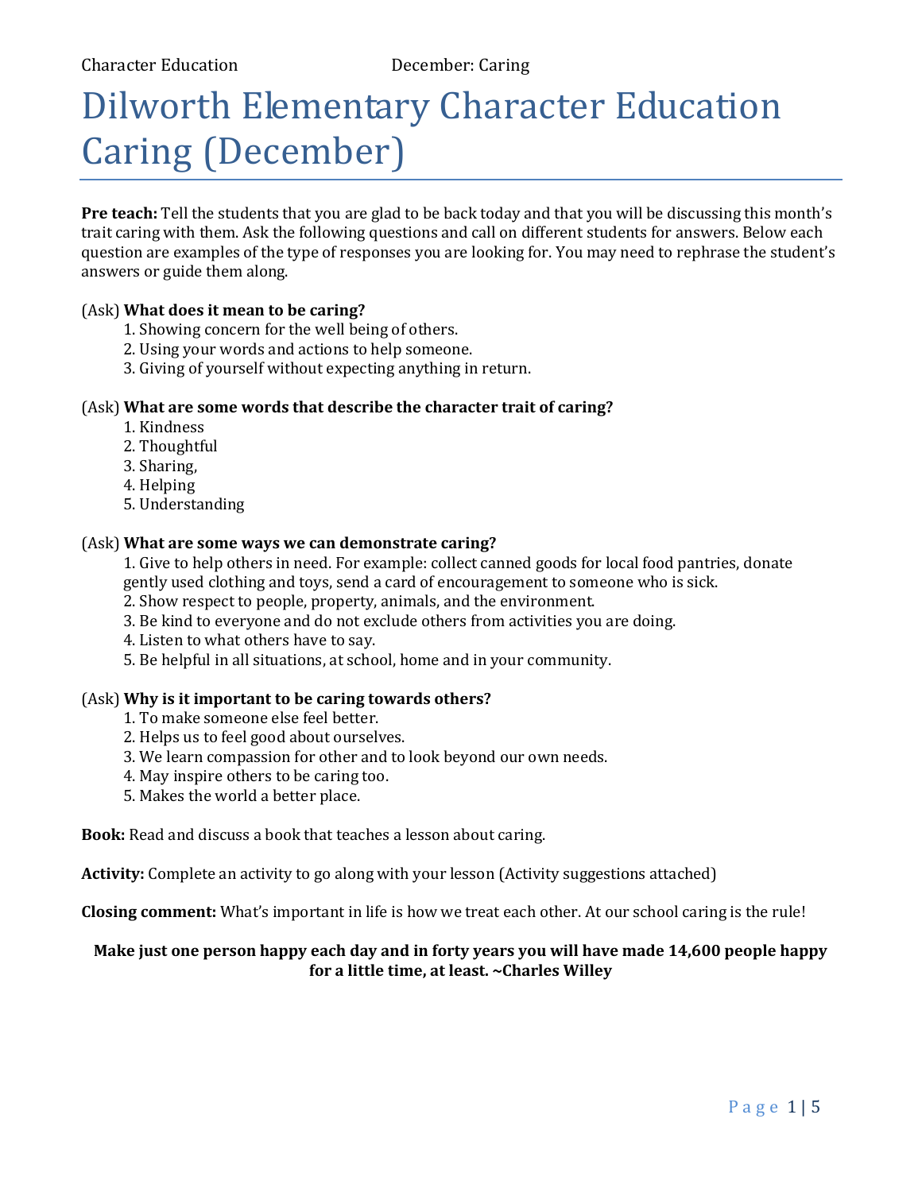# Dilworth Elementary Character Education Caring (December)

**Pre teach:** Tell the students that you are glad to be back today and that you will be discussing this month's trait caring with them. Ask the following questions and call on different students for answers. Below each question are examples of the type of responses you are looking for. You may need to rephrase the student's answers or guide them along.

(Ask) **What does it mean to be caring?**

1. Showing concern for the well being of others.
2. Using your words and actions to help someone.
3. Giving of yourself without expecting anything in return.

(Ask) **What are some words that describe the character trait of caring?**

1. Kindness
2. Thoughtful
3. Sharing,
4. Helping
5. Understanding

(Ask) **What are some ways we can demonstrate caring?**

1. Give to help others in need. For example: collect canned goods for local food pantries, donate gently used clothing and toys, send a card of encouragement to someone who is sick.
2. Show respect to people, property, animals, and the environment.
3. Be kind to everyone and do not exclude others from activities you are doing.
4. Listen to what others have to say.
5. Be helpful in all situations, at school, home and in your community.

(Ask) **Why is it important to be caring towards others?**

1. To make someone else feel better.
2. Helps us to feel good about ourselves.
3. We learn compassion for other and to look beyond our own needs.
4. May inspire others to be caring too.
5. Makes the world a better place.

**Book:** Read and discuss a book that teaches a lesson about caring.

**Activity:** Complete an activity to go along with your lesson (Activity suggestions attached)

**Closing comment:** What's important in life is how we treat each other. At our school caring is the rule!

**Make just one person happy each day and in forty years you will have made 14,600 people happy for a little time, at least. ~Charles Willey**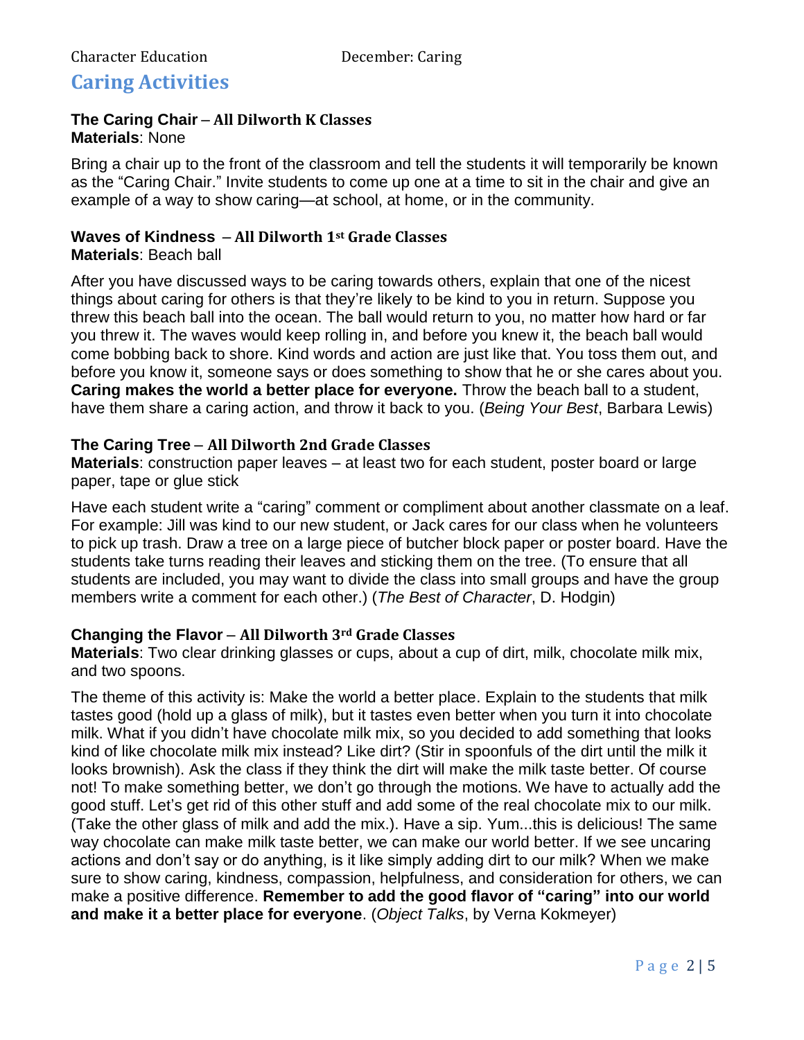# Caring Activities

**The Caring Chair** – **All Dilworth K Classes**
**Materials**: None

Bring a chair up to the front of the classroom and tell the students it will temporarily be known as the "Caring Chair." Invite students to come up one at a time to sit in the chair and give an example of a way to show caring—at school, at home, or in the community.

**Waves of Kindness** – **All Dilworth 1st Grade Classes**
**Materials**: Beach ball

After you have discussed ways to be caring towards others, explain that one of the nicest things about caring for others is that they're likely to be kind to you in return. Suppose you threw this beach ball into the ocean. The ball would return to you, no matter how hard or far you threw it. The waves would keep rolling in, and before you knew it, the beach ball would come bobbing back to shore. Kind words and action are just like that. You toss them out, and before you know it, someone says or does something to show that he or she cares about you. **Caring makes the world a better place for everyone.** Throw the beach ball to a student, have them share a caring action, and throw it back to you. (*Being Your Best*, Barbara Lewis)

**The Caring Tree** – **All Dilworth 2nd Grade Classes**
**Materials**: construction paper leaves – at least two for each student, poster board or large paper, tape or glue stick

Have each student write a "caring" comment or compliment about another classmate on a leaf. For example: Jill was kind to our new student, or Jack cares for our class when he volunteers to pick up trash. Draw a tree on a large piece of butcher block paper or poster board. Have the students take turns reading their leaves and sticking them on the tree. (To ensure that all students are included, you may want to divide the class into small groups and have the group members write a comment for each other.) (*The Best of Character*, D. Hodgin)

**Changing the Flavor** – **All Dilworth 3rd Grade Classes**
**Materials**: Two clear drinking glasses or cups, about a cup of dirt, milk, chocolate milk mix, and two spoons.

The theme of this activity is: Make the world a better place. Explain to the students that milk tastes good (hold up a glass of milk), but it tastes even better when you turn it into chocolate milk. What if you didn't have chocolate milk mix, so you decided to add something that looks kind of like chocolate milk mix instead? Like dirt? (Stir in spoonfuls of the dirt until the milk it looks brownish). Ask the class if they think the dirt will make the milk taste better. Of course not! To make something better, we don't go through the motions. We have to actually add the good stuff. Let's get rid of this other stuff and add some of the real chocolate mix to our milk. (Take the other glass of milk and add the mix.). Have a sip. Yum...this is delicious! The same way chocolate can make milk taste better, we can make our world better. If we see uncaring actions and don't say or do anything, is it like simply adding dirt to our milk? When we make sure to show caring, kindness, compassion, helpfulness, and consideration for others, we can make a positive difference. **Remember to add the good flavor of "caring" into our world and make it a better place for everyone**. (*Object Talks*, by Verna Kokmeyer)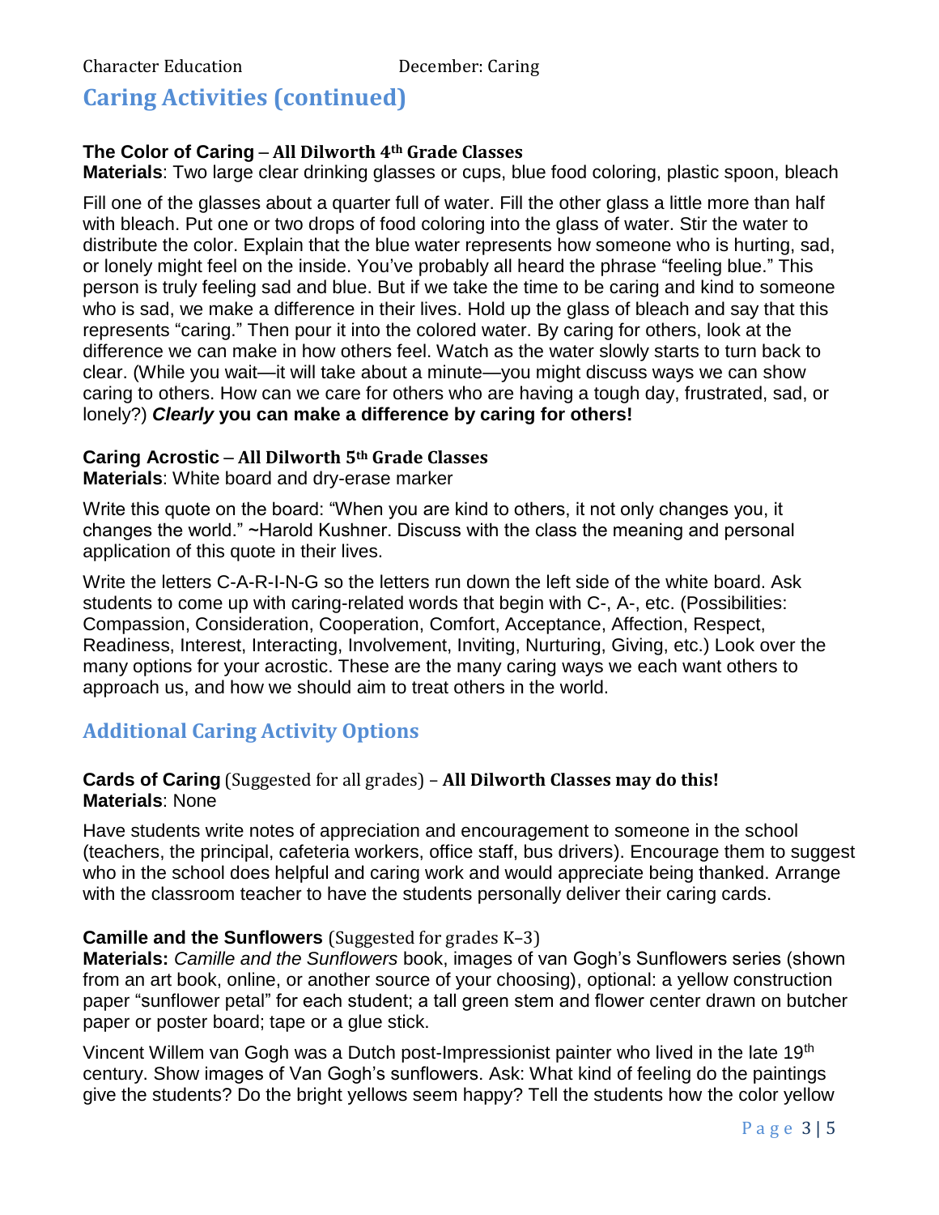## Caring Activities (continued)

**The Color of Caring – All Dilworth 4th Grade Classes**
**Materials**: Two large clear drinking glasses or cups, blue food coloring, plastic spoon, bleach

Fill one of the glasses about a quarter full of water. Fill the other glass a little more than half with bleach. Put one or two drops of food coloring into the glass of water. Stir the water to distribute the color. Explain that the blue water represents how someone who is hurting, sad, or lonely might feel on the inside. You've probably all heard the phrase "feeling blue." This person is truly feeling sad and blue. But if we take the time to be caring and kind to someone who is sad, we make a difference in their lives. Hold up the glass of bleach and say that this represents "caring." Then pour it into the colored water. By caring for others, look at the difference we can make in how others feel. Watch as the water slowly starts to turn back to clear. (While you wait—it will take about a minute—you might discuss ways we can show caring to others. How can we care for others who are having a tough day, frustrated, sad, or lonely?) ***Clearly* you can make a difference by caring for others!**

**Caring Acrostic – All Dilworth 5th Grade Classes**
**Materials**: White board and dry-erase marker

Write this quote on the board: "When you are kind to others, it not only changes you, it changes the world." ~Harold Kushner. Discuss with the class the meaning and personal application of this quote in their lives.

Write the letters C-A-R-I-N-G so the letters run down the left side of the white board. Ask students to come up with caring-related words that begin with C-, A-, etc. (Possibilities: Compassion, Consideration, Cooperation, Comfort, Acceptance, Affection, Respect, Readiness, Interest, Interacting, Involvement, Inviting, Nurturing, Giving, etc.) Look over the many options for your acrostic. These are the many caring ways we each want others to approach us, and how we should aim to treat others in the world.

## Additional Caring Activity Options

**Cards of Caring** (Suggested for all grades) – **All Dilworth Classes may do this!**
**Materials**: None

Have students write notes of appreciation and encouragement to someone in the school (teachers, the principal, cafeteria workers, office staff, bus drivers). Encourage them to suggest who in the school does helpful and caring work and would appreciate being thanked. Arrange with the classroom teacher to have the students personally deliver their caring cards.

**Camille and the Sunflowers** (Suggested for grades K–3)
**Materials:** *Camille and the Sunflowers* book, images of van Gogh's Sunflowers series (shown from an art book, online, or another source of your choosing), optional: a yellow construction paper "sunflower petal" for each student; a tall green stem and flower center drawn on butcher paper or poster board; tape or a glue stick.

Vincent Willem van Gogh was a Dutch post-Impressionist painter who lived in the late 19th century. Show images of Van Gogh's sunflowers. Ask: What kind of feeling do the paintings give the students? Do the bright yellows seem happy? Tell the students how the color yellow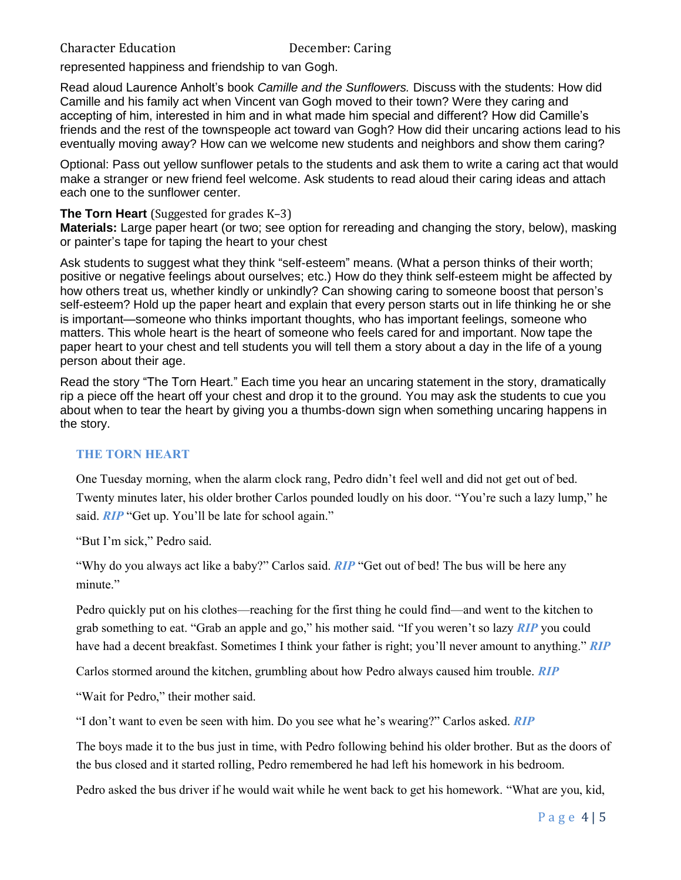represented happiness and friendship to van Gogh.

Read aloud Laurence Anholt's book *Camille and the Sunflowers.* Discuss with the students: How did Camille and his family act when Vincent van Gogh moved to their town? Were they caring and accepting of him, interested in him and in what made him special and different? How did Camille's friends and the rest of the townspeople act toward van Gogh? How did their uncaring actions lead to his eventually moving away? How can we welcome new students and neighbors and show them caring?

Optional: Pass out yellow sunflower petals to the students and ask them to write a caring act that would make a stranger or new friend feel welcome. Ask students to read aloud their caring ideas and attach each one to the sunflower center.

**The Torn Heart** (Suggested for grades K–3)
**Materials:** Large paper heart (or two; see option for rereading and changing the story, below), masking or painter's tape for taping the heart to your chest

Ask students to suggest what they think "self-esteem" means. (What a person thinks of their worth; positive or negative feelings about ourselves; etc.) How do they think self-esteem might be affected by how others treat us, whether kindly or unkindly? Can showing caring to someone boost that person's self-esteem? Hold up the paper heart and explain that every person starts out in life thinking he or she is important—someone who thinks important thoughts, who has important feelings, someone who matters. This whole heart is the heart of someone who feels cared for and important. Now tape the paper heart to your chest and tell students you will tell them a story about a day in the life of a young person about their age.

Read the story "The Torn Heart." Each time you hear an uncaring statement in the story, dramatically rip a piece off the heart off your chest and drop it to the ground. You may ask the students to cue you about when to tear the heart by giving you a thumbs-down sign when something uncaring happens in the story.

### THE TORN HEART

One Tuesday morning, when the alarm clock rang, Pedro didn't feel well and did not get out of bed. Twenty minutes later, his older brother Carlos pounded loudly on his door. "You're such a lazy lump," he said. ***RIP*** "Get up. You'll be late for school again."

"But I'm sick," Pedro said.

"Why do you always act like a baby?" Carlos said. ***RIP*** "Get out of bed! The bus will be here any minute."

Pedro quickly put on his clothes—reaching for the first thing he could find—and went to the kitchen to grab something to eat. "Grab an apple and go," his mother said. "If you weren't so lazy ***RIP*** you could have had a decent breakfast. Sometimes I think your father is right; you'll never amount to anything." ***RIP***

Carlos stormed around the kitchen, grumbling about how Pedro always caused him trouble. ***RIP***

"Wait for Pedro," their mother said.

"I don't want to even be seen with him. Do you see what he's wearing?" Carlos asked. ***RIP***

The boys made it to the bus just in time, with Pedro following behind his older brother. But as the doors of the bus closed and it started rolling, Pedro remembered he had left his homework in his bedroom.

Pedro asked the bus driver if he would wait while he went back to get his homework. "What are you, kid,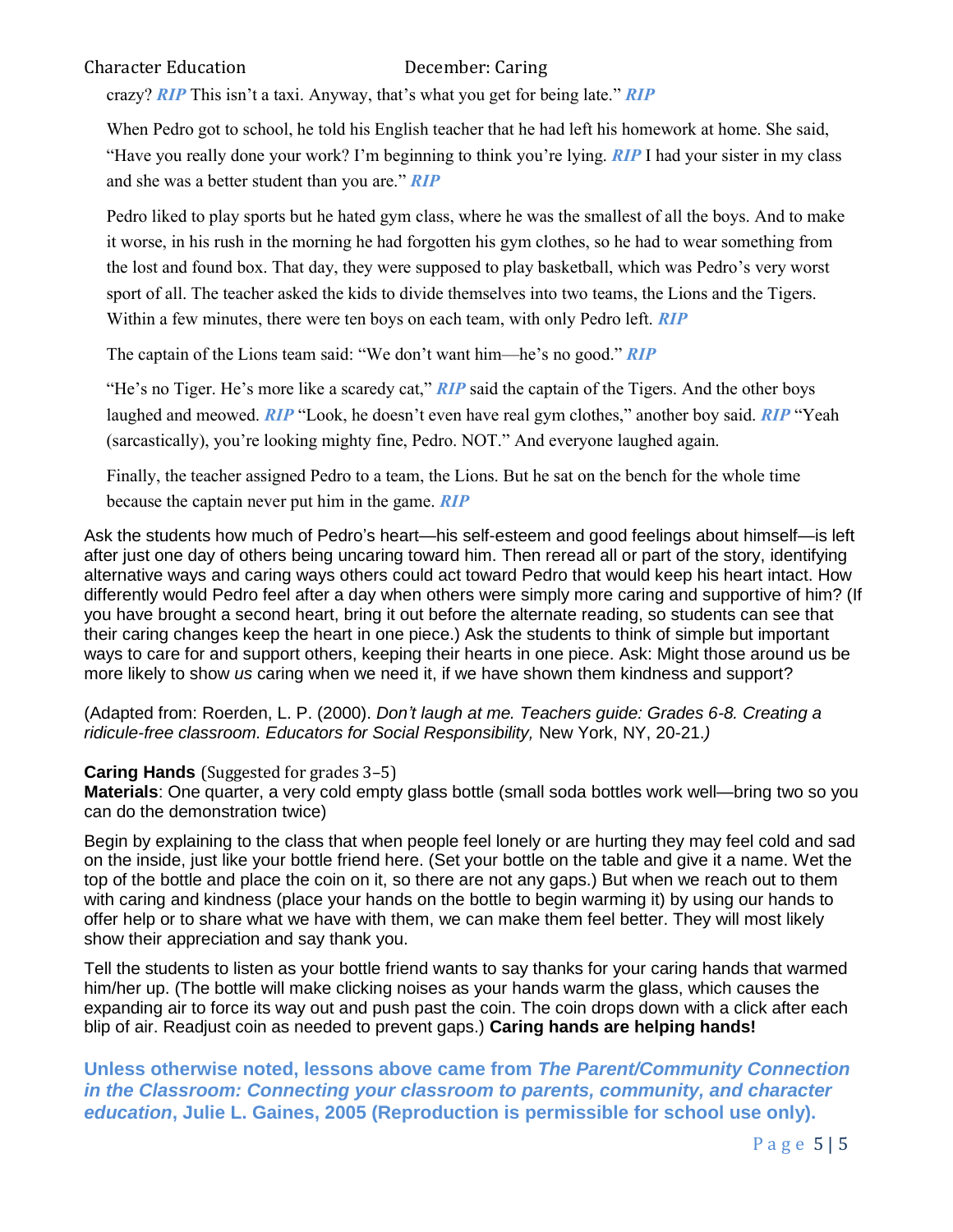crazy? ***RIP*** This isn't a taxi. Anyway, that's what you get for being late." ***RIP***

When Pedro got to school, he told his English teacher that he had left his homework at home. She said, "Have you really done your work? I'm beginning to think you're lying. ***RIP*** I had your sister in my class and she was a better student than you are." ***RIP***

Pedro liked to play sports but he hated gym class, where he was the smallest of all the boys. And to make it worse, in his rush in the morning he had forgotten his gym clothes, so he had to wear something from the lost and found box. That day, they were supposed to play basketball, which was Pedro's very worst sport of all. The teacher asked the kids to divide themselves into two teams, the Lions and the Tigers. Within a few minutes, there were ten boys on each team, with only Pedro left. ***RIP***

The captain of the Lions team said: "We don't want him—he's no good." ***RIP***

"He's no Tiger. He's more like a scaredy cat," ***RIP*** said the captain of the Tigers. And the other boys laughed and meowed. ***RIP*** "Look, he doesn't even have real gym clothes," another boy said. ***RIP*** "Yeah (sarcastically), you're looking mighty fine, Pedro. NOT." And everyone laughed again.

Finally, the teacher assigned Pedro to a team, the Lions. But he sat on the bench for the whole time because the captain never put him in the game. ***RIP***

Ask the students how much of Pedro's heart—his self-esteem and good feelings about himself—is left after just one day of others being uncaring toward him. Then reread all or part of the story, identifying alternative ways and caring ways others could act toward Pedro that would keep his heart intact. How differently would Pedro feel after a day when others were simply more caring and supportive of him? (If you have brought a second heart, bring it out before the alternate reading, so students can see that their caring changes keep the heart in one piece.) Ask the students to think of simple but important ways to care for and support others, keeping their hearts in one piece. Ask: Might those around us be more likely to show *us* caring when we need it, if we have shown them kindness and support?

(Adapted from: Roerden, L. P. (2000). *Don't laugh at me. Teachers guide: Grades 6-8. Creating a ridicule-free classroom. Educators for Social Responsibility,* New York, NY, 20-21.*)*

**Caring Hands** (Suggested for grades 3–5)
**Materials**: One quarter, a very cold empty glass bottle (small soda bottles work well—bring two so you can do the demonstration twice)

Begin by explaining to the class that when people feel lonely or are hurting they may feel cold and sad on the inside, just like your bottle friend here. (Set your bottle on the table and give it a name. Wet the top of the bottle and place the coin on it, so there are not any gaps.) But when we reach out to them with caring and kindness (place your hands on the bottle to begin warming it) by using our hands to offer help or to share what we have with them, we can make them feel better. They will most likely show their appreciation and say thank you.

Tell the students to listen as your bottle friend wants to say thanks for your caring hands that warmed him/her up. (The bottle will make clicking noises as your hands warm the glass, which causes the expanding air to force its way out and push past the coin. The coin drops down with a click after each blip of air. Readjust coin as needed to prevent gaps.) **Caring hands are helping hands!**

**Unless otherwise noted, lessons above came from *The Parent/Community Connection in the Classroom: Connecting your classroom to parents, community, and character education*, Julie L. Gaines, 2005 (Reproduction is permissible for school use only).**